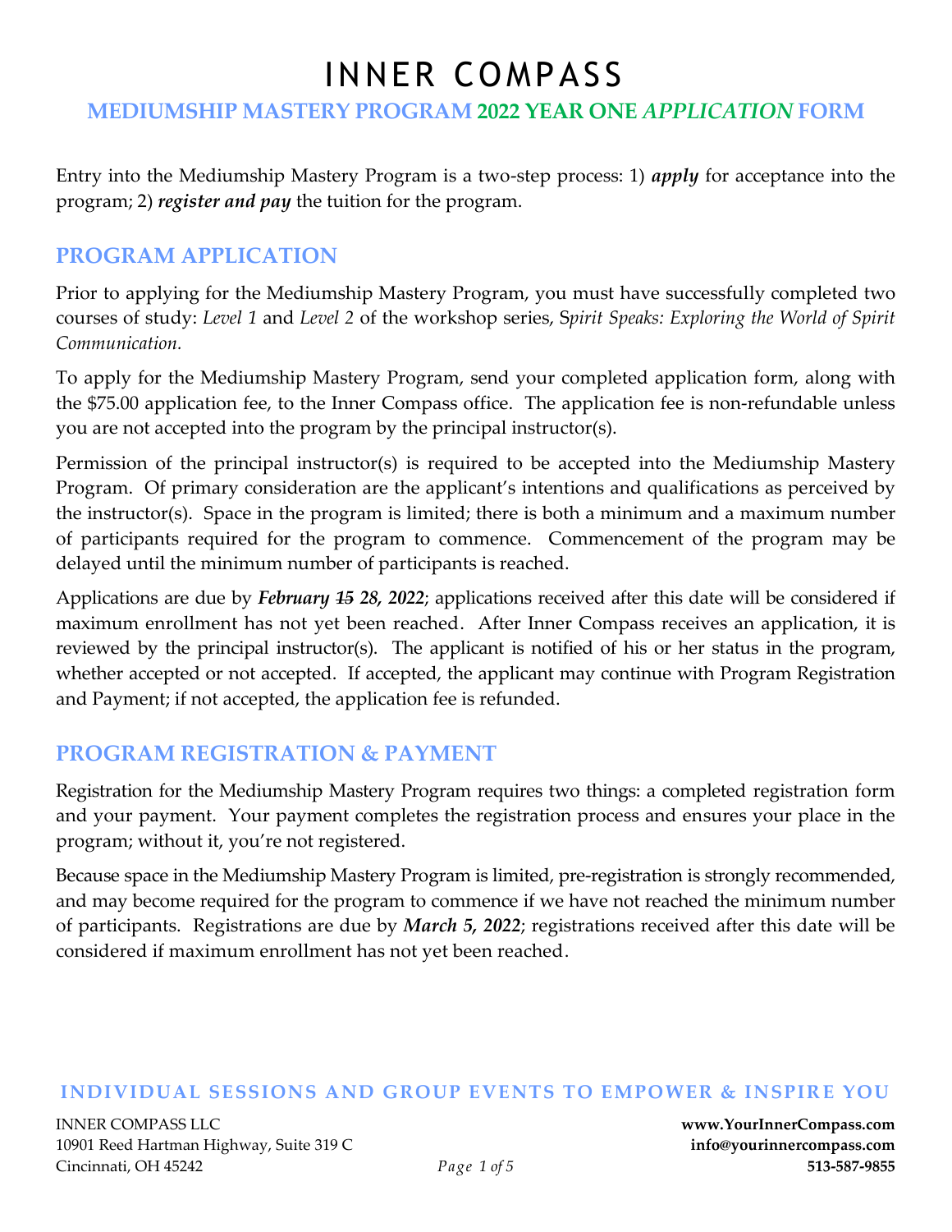# INNER COMPASS

## MEDIUMSHIP MASTERY PROGRAM 2022 YEAR ONE *APPLICATION* FORM

Entry into the Mediumship Mastery Program is a two-step process: 1) ***apply*** for acceptance into the program; 2) ***register and pay*** the tuition for the program.

## PROGRAM APPLICATION

Prior to applying for the Mediumship Mastery Program, you must have successfully completed two courses of study: *Level 1* and *Level 2* of the workshop series, *Spirit Speaks: Exploring the World of Spirit Communication.*

To apply for the Mediumship Mastery Program, send your completed application form, along with the $75.00 application fee, to the Inner Compass office. The application fee is non-refundable unless you are not accepted into the program by the principal instructor(s).

Permission of the principal instructor(s) is required to be accepted into the Mediumship Mastery Program. Of primary consideration are the applicant's intentions and qualifications as perceived by the instructor(s). Space in the program is limited; there is both a minimum and a maximum number of participants required for the program to commence. Commencement of the program may be delayed until the minimum number of participants is reached.

Applications are due by ***February ~~15~~ 28, 2022***; applications received after this date will be considered if maximum enrollment has not yet been reached. After Inner Compass receives an application, it is reviewed by the principal instructor(s). The applicant is notified of his or her status in the program, whether accepted or not accepted. If accepted, the applicant may continue with Program Registration and Payment; if not accepted, the application fee is refunded.

## PROGRAM REGISTRATION & PAYMENT

Registration for the Mediumship Mastery Program requires two things: a completed registration form and your payment. Your payment completes the registration process and ensures your place in the program; without it, you're not registered.

Because space in the Mediumship Mastery Program is limited, pre-registration is strongly recommended, and may become required for the program to commence if we have not reached the minimum number of participants. Registrations are due by ***March 5, 2022***; registrations received after this date will be considered if maximum enrollment has not yet been reached.

**INDIVIDUAL SESSIONS AND GROUP EVENTS TO EMPOWER & INSPIRE YOU**

INNER COMPASS LLC
10901 Reed Hartman Highway, Suite 319 C
Cincinnati, OH 45242

**www.YourInnerCompass.com**
**info@yourinnercompass.com**
**513-587-9855**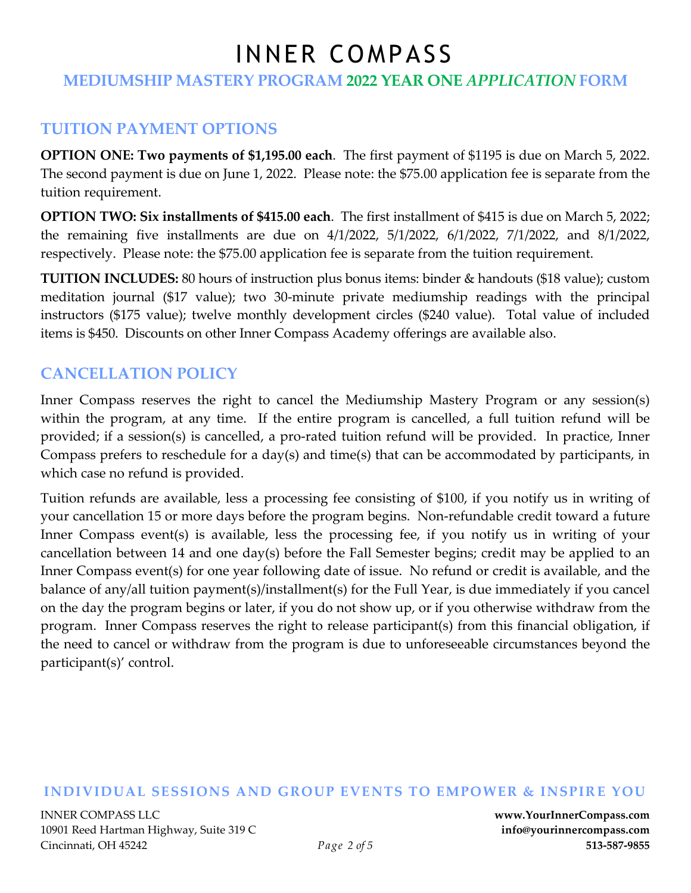# INNER COMPASS

## MEDIUMSHIP MASTERY PROGRAM 2022 YEAR ONE *APPLICATION* FORM

## TUITION PAYMENT OPTIONS

**OPTION ONE: Two payments of $1,195.00 each**. The first payment of $1195 is due on March 5, 2022. The second payment is due on June 1, 2022. Please note: the $75.00 application fee is separate from the tuition requirement.

**OPTION TWO: Six installments of $415.00 each**. The first installment of $415 is due on March 5, 2022; the remaining five installments are due on 4/1/2022, 5/1/2022, 6/1/2022, 7/1/2022, and 8/1/2022, respectively. Please note: the $75.00 application fee is separate from the tuition requirement.

**TUITION INCLUDES:** 80 hours of instruction plus bonus items: binder & handouts ($18 value); custom meditation journal ($17 value); two 30-minute private mediumship readings with the principal instructors ($175 value); twelve monthly development circles ($240 value). Total value of included items is $450. Discounts on other Inner Compass Academy offerings are available also.

## CANCELLATION POLICY

Inner Compass reserves the right to cancel the Mediumship Mastery Program or any session(s) within the program, at any time. If the entire program is cancelled, a full tuition refund will be provided; if a session(s) is cancelled, a pro-rated tuition refund will be provided. In practice, Inner Compass prefers to reschedule for a day(s) and time(s) that can be accommodated by participants, in which case no refund is provided.

Tuition refunds are available, less a processing fee consisting of $100, if you notify us in writing of your cancellation 15 or more days before the program begins. Non-refundable credit toward a future Inner Compass event(s) is available, less the processing fee, if you notify us in writing of your cancellation between 14 and one day(s) before the Fall Semester begins; credit may be applied to an Inner Compass event(s) for one year following date of issue. No refund or credit is available, and the balance of any/all tuition payment(s)/installment(s) for the Full Year, is due immediately if you cancel on the day the program begins or later, if you do not show up, or if you otherwise withdraw from the program. Inner Compass reserves the right to release participant(s) from this financial obligation, if the need to cancel or withdraw from the program is due to unforeseeable circumstances beyond the participant(s)' control.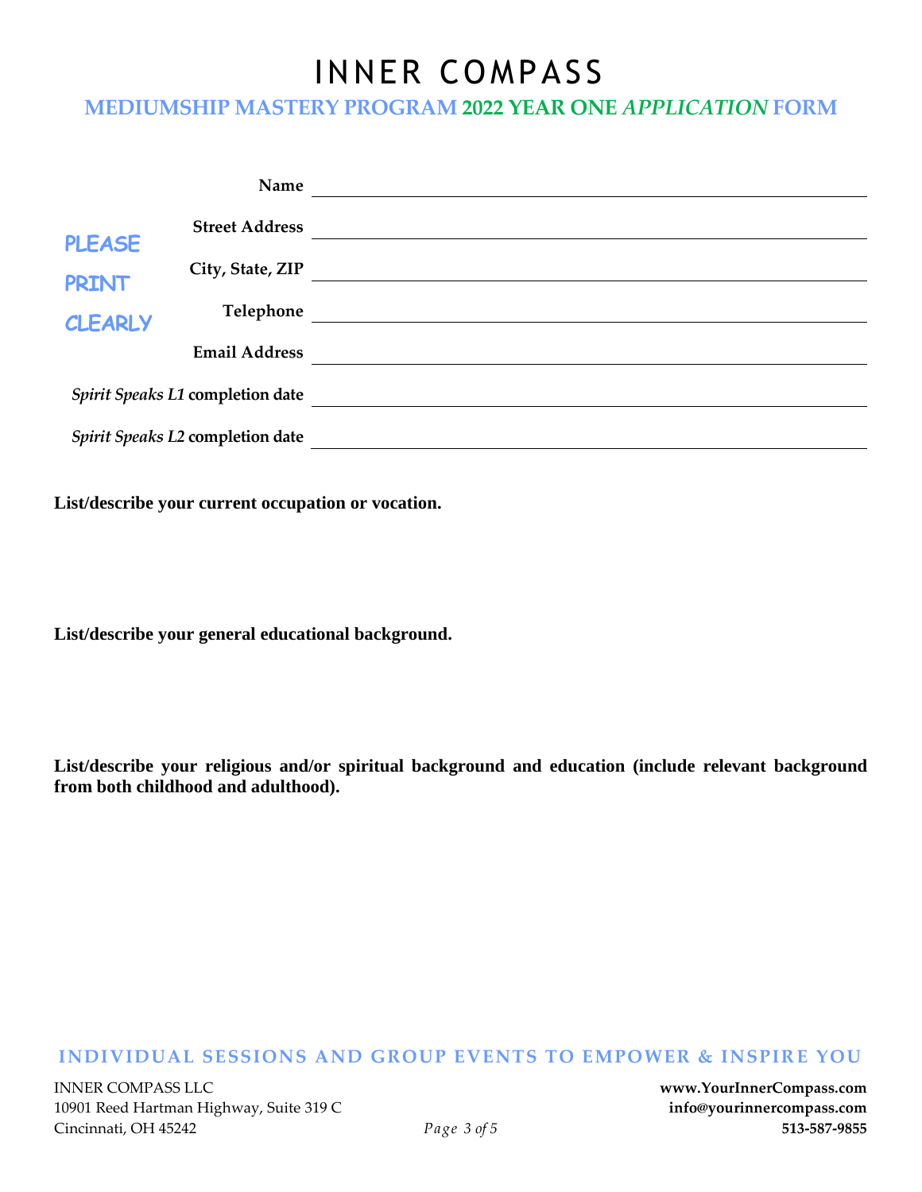# INNER COMPASS

## MEDIUMSHIP MASTERY PROGRAM 2022 YEAR ONE *APPLICATION* FORM

PLEASE PRINT CLEARLY

**Name** ______________________________

**Street Address** ______________________________

**City, State, ZIP** ______________________________

**Telephone** ______________________________

**Email Address** ______________________________

***Spirit Speaks L1* completion date** ______________________________

***Spirit Speaks L2* completion date** ______________________________

**List/describe your current occupation or vocation.**

**List/describe your general educational background.**

**List/describe your religious and/or spiritual background and education (include relevant background from both childhood and adulthood).**

**INDIVIDUAL SESSIONS AND GROUP EVENTS TO EMPOWER & INSPIRE YOU**

INNER COMPASS LLC
10901 Reed Hartman Highway, Suite 319 C
Cincinnati, OH 45242

**www.YourInnerCompass.com**
**info@yourinnercompass.com**
**513-587-9855**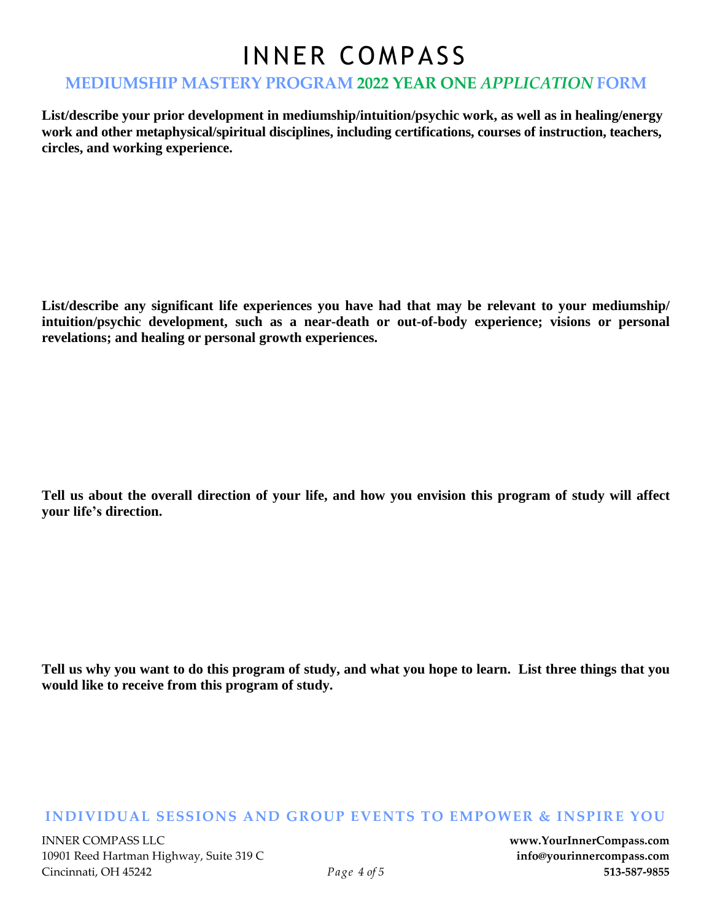# INNER COMPASS

## MEDIUMSHIP MASTERY PROGRAM 2022 YEAR ONE *APPLICATION* FORM

**List/describe your prior development in mediumship/intuition/psychic work, as well as in healing/energy work and other metaphysical/spiritual disciplines, including certifications, courses of instruction, teachers, circles, and working experience.**

**List/describe any significant life experiences you have had that may be relevant to your mediumship/ intuition/psychic development, such as a near-death or out-of-body experience; visions or personal revelations; and healing or personal growth experiences.**

**Tell us about the overall direction of your life, and how you envision this program of study will affect your life's direction.**

**Tell us why you want to do this program of study, and what you hope to learn. List three things that you would like to receive from this program of study.**

**INDIVIDUAL SESSIONS AND GROUP EVENTS TO EMPOWER & INSPIRE YOU**

INNER COMPASS LLC
10901 Reed Hartman Highway, Suite 319 C
Cincinnati, OH 45242

**www.YourInnerCompass.com**
**info@yourinnercompass.com**
**513-587-9855**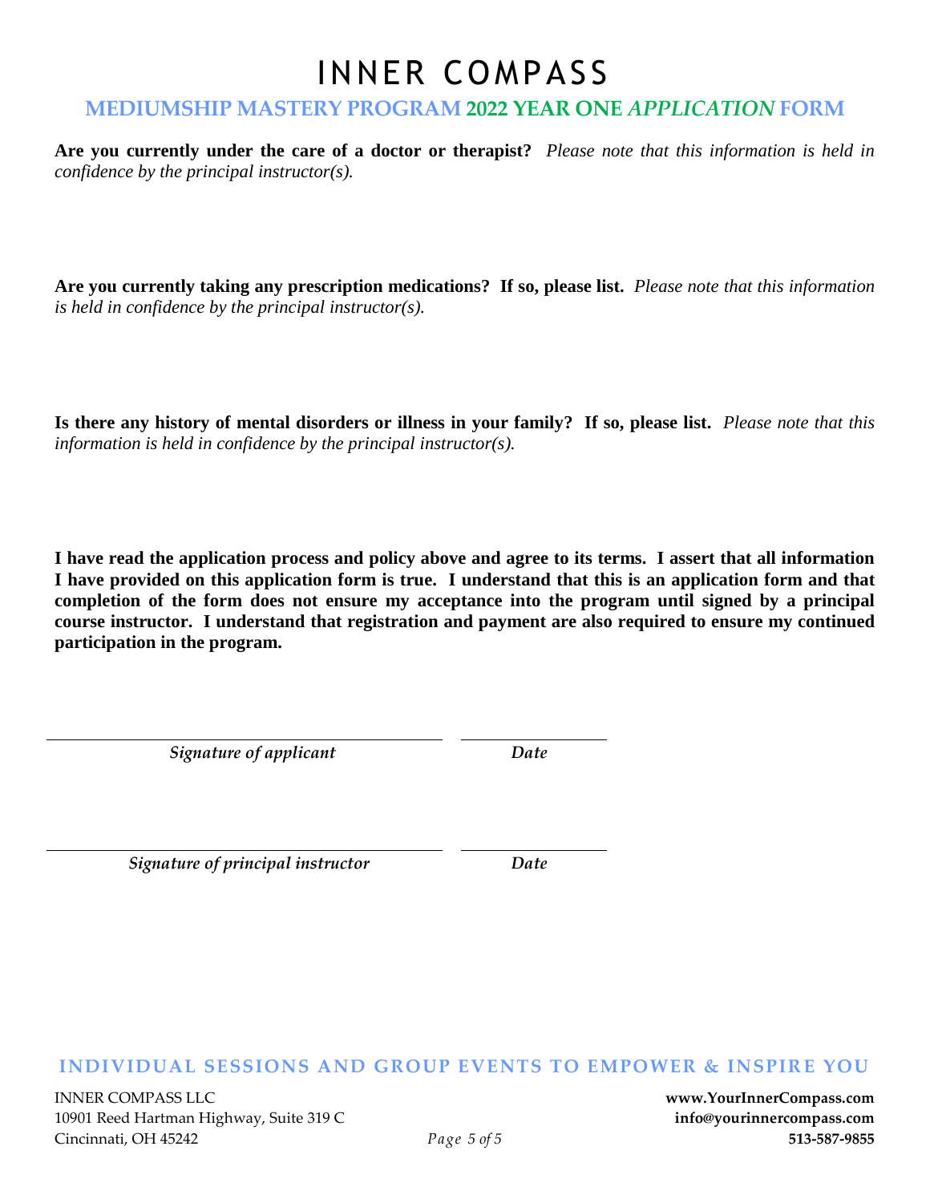# INNER COMPASS

## MEDIUMSHIP MASTERY PROGRAM 2022 YEAR ONE *APPLICATION* FORM

**Are you currently under the care of a doctor or therapist?** *Please note that this information is held in confidence by the principal instructor(s).*

**Are you currently taking any prescription medications? If so, please list.** *Please note that this information is held in confidence by the principal instructor(s).*

**Is there any history of mental disorders or illness in your family? If so, please list.** *Please note that this information is held in confidence by the principal instructor(s).*

**I have read the application process and policy above and agree to its terms. I assert that all information I have provided on this application form is true. I understand that this is an application form and that completion of the form does not ensure my acceptance into the program until signed by a principal course instructor. I understand that registration and payment are also required to ensure my continued participation in the program.**

\_\_\_\_\_\_\_\_\_\_\_\_\_\_\_\_\_\_\_\_\_\_\_\_\_\_\_\_\_\_\_\_\_\_\_\_ \_\_\_\_\_\_\_\_\_\_\_\_\_\_

*Signature of applicant* *Date*

\_\_\_\_\_\_\_\_\_\_\_\_\_\_\_\_\_\_\_\_\_\_\_\_\_\_\_\_\_\_\_\_\_\_\_\_ \_\_\_\_\_\_\_\_\_\_\_\_\_\_

*Signature of principal instructor* *Date*

**INDIVIDUAL SESSIONS AND GROUP EVENTS TO EMPOWER & INSPIRE YOU**

INNER COMPASS LLC
10901 Reed Hartman Highway, Suite 319 C
Cincinnati, OH 45242

**www.YourInnerCompass.com**
**info@yourinnercompass.com**
**513-587-9855**